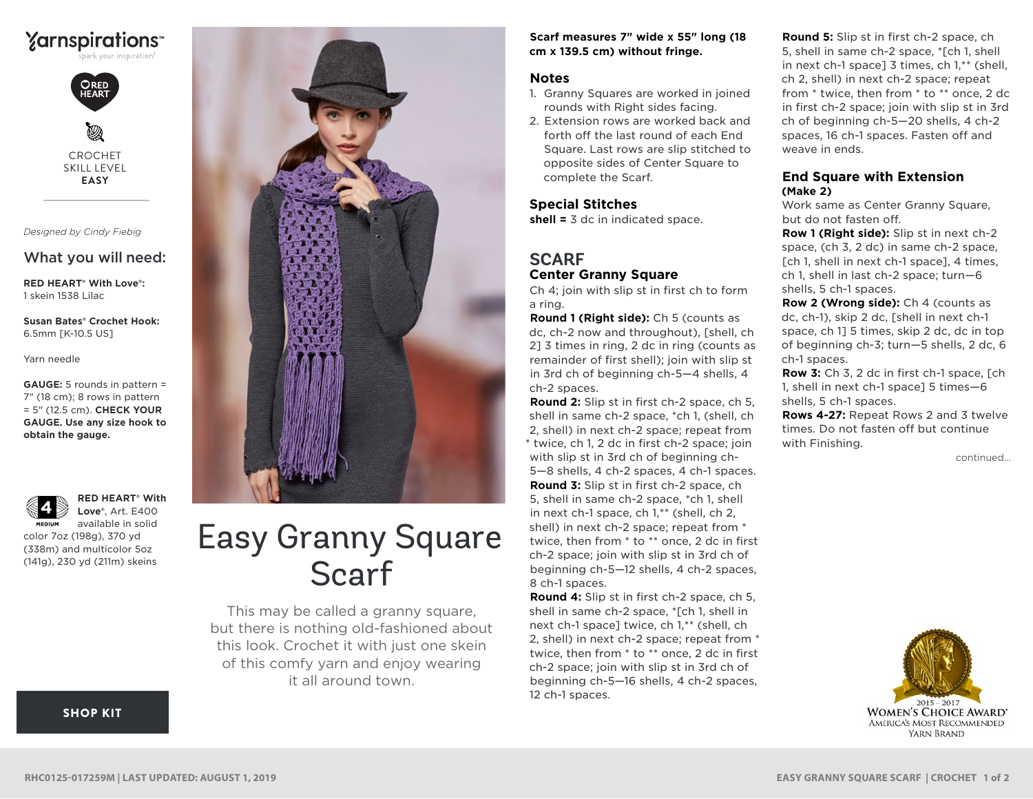Yarnspirations™
spark your inspiration!

RED HEART

CROCHET
SKILL LEVEL
**EASY**

*Designed by Cindy Fiebig*

## What you will need:

**RED HEART® With Love®:**
1 skein 1538 Lilac

**Susan Bates® Crochet Hook:**
6.5mm [K-10.5 US]

Yarn needle

**GAUGE:** 5 rounds in pattern = 7" (18 cm); 8 rows in pattern = 5" (12.5 cm). **CHECK YOUR GAUGE. Use any size hook to obtain the gauge.**

4 MEDIUM

**RED HEART® With Love®**, Art. E400 available in solid color 7oz (198g), 370 yd (338m) and multicolor 5oz (141g), 230 yd (211m) skeins

**SHOP KIT**

# Easy Granny Square Scarf

This may be called a granny square, but there is nothing old-fashioned about this look. Crochet it with just one skein of this comfy yarn and enjoy wearing it all around town.

**Scarf measures 7" wide x 55" long (18 cm x 139.5 cm) without fringe.**

## Notes

1. Granny Squares are worked in joined rounds with Right sides facing.
2. Extension rows are worked back and forth off the last round of each End Square. Last rows are slip stitched to opposite sides of Center Square to complete the Scarf.

## Special Stitches

**shell =** 3 dc in indicated space.

## SCARF

### Center Granny Square

Ch 4; join with slip st in first ch to form a ring.

**Round 1 (Right side):** Ch 5 (counts as dc, ch-2 now and throughout), [shell, ch 2] 3 times in ring, 2 dc in ring (counts as remainder of first shell); join with slip st in 3rd ch of beginning ch-5—4 shells, 4 ch-2 spaces.

**Round 2:** Slip st in first ch-2 space, ch 5, shell in same ch-2 space, *ch 1, (shell, ch 2, shell) in next ch-2 space; repeat from * twice, ch 1, 2 dc in first ch-2 space; join with slip st in 3rd ch of beginning ch-5—8 shells, 4 ch-2 spaces, 4 ch-1 spaces.

**Round 3:** Slip st in first ch-2 space, ch 5, shell in same ch-2 space, *ch 1, shell in next ch-1 space, ch 1,** (shell, ch 2, shell) in next ch-2 space; repeat from * twice, then from * to ** once, 2 dc in first ch-2 space; join with slip st in 3rd ch of beginning ch-5—12 shells, 4 ch-2 spaces, 8 ch-1 spaces.

**Round 4:** Slip st in first ch-2 space, ch 5, shell in same ch-2 space, *[ch 1, shell in next ch-1 space] twice, ch 1,** (shell, ch 2, shell) in next ch-2 space; repeat from * twice, then from * to ** once, 2 dc in first ch-2 space; join with slip st in 3rd ch of beginning ch-5—16 shells, 4 ch-2 spaces, 12 ch-1 spaces.

**Round 5:** Slip st in first ch-2 space, ch 5, shell in same ch-2 space, *[ch 1, shell in next ch-1 space] 3 times, ch 1,** (shell, ch 2, shell) in next ch-2 space; repeat from * twice, then from * to ** once, 2 dc in first ch-2 space; join with slip st in 3rd ch of beginning ch-5—20 shells, 4 ch-2 spaces, 16 ch-1 spaces. Fasten off and weave in ends.

### End Square with Extension

**(Make 2)**

Work same as Center Granny Square, but do not fasten off.

**Row 1 (Right side):** Slip st in next ch-2 space, (ch 3, 2 dc) in same ch-2 space, [ch 1, shell in next ch-1 space], 4 times, ch 1, shell in last ch-2 space; turn—6 shells, 5 ch-1 spaces.

**Row 2 (Wrong side):** Ch 4 (counts as dc, ch-1), skip 2 dc, [shell in next ch-1 space, ch 1] 5 times, skip 2 dc, dc in top of beginning ch-3; turn—5 shells, 2 dc, 6 ch-1 spaces.

**Row 3:** Ch 3, 2 dc in first ch-1 space, [ch 1, shell in next ch-1 space] 5 times—6 shells, 5 ch-1 spaces.

**Rows 4-27:** Repeat Rows 2 and 3 twelve times. Do not fasten off but continue with Finishing.

continued...

2015 - 2017
WOMEN'S CHOICE AWARD®
AMERICA'S MOST RECOMMENDED YARN BRAND

RHC0125-017259M | LAST UPDATED: AUGUST 1, 2019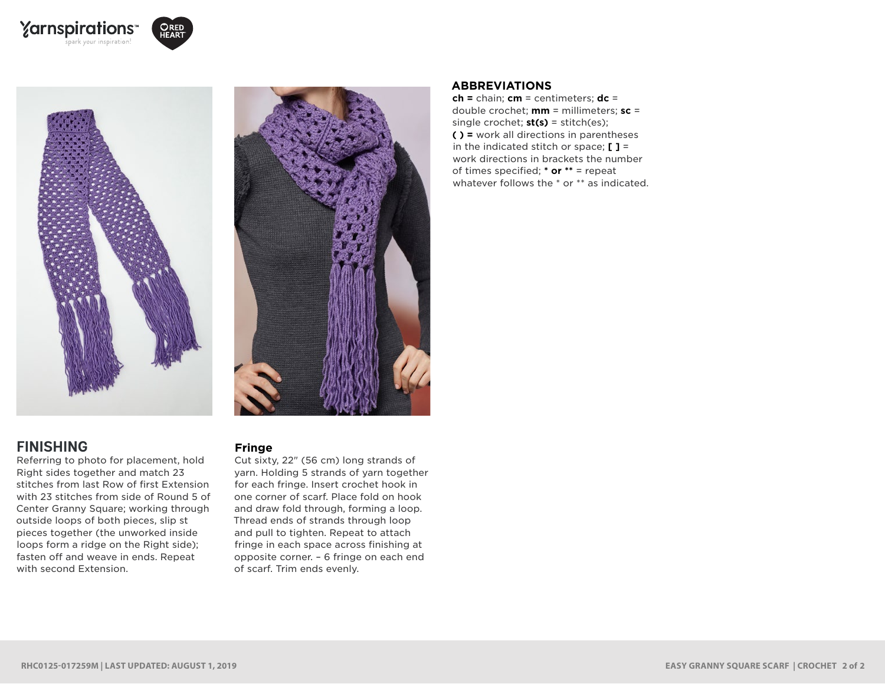## ABBREVIATIONS

**ch =** chain; **cm** = centimeters; **dc** = double crochet; **mm** = millimeters; **sc** = single crochet; **st(s)** = stitch(es); **( ) =** work all directions in parentheses in the indicated stitch or space; **[ ]** = work directions in brackets the number of times specified; *** or **** = repeat whatever follows the * or ** as indicated.

## FINISHING

Referring to photo for placement, hold Right sides together and match 23 stitches from last Row of first Extension with 23 stitches from side of Round 5 of Center Granny Square; working through outside loops of both pieces, slip st pieces together (the unworked inside loops form a ridge on the Right side); fasten off and weave in ends. Repeat with second Extension.

### Fringe

Cut sixty, 22" (56 cm) long strands of yarn. Holding 5 strands of yarn together for each fringe. Insert crochet hook in one corner of scarf. Place fold on hook and draw fold through, forming a loop. Thread ends of strands through loop and pull to tighten. Repeat to attach fringe in each space across finishing at opposite corner. – 6 fringe on each end of scarf. Trim ends evenly.

RHC0125-017259M | LAST UPDATED: AUGUST 1, 2019